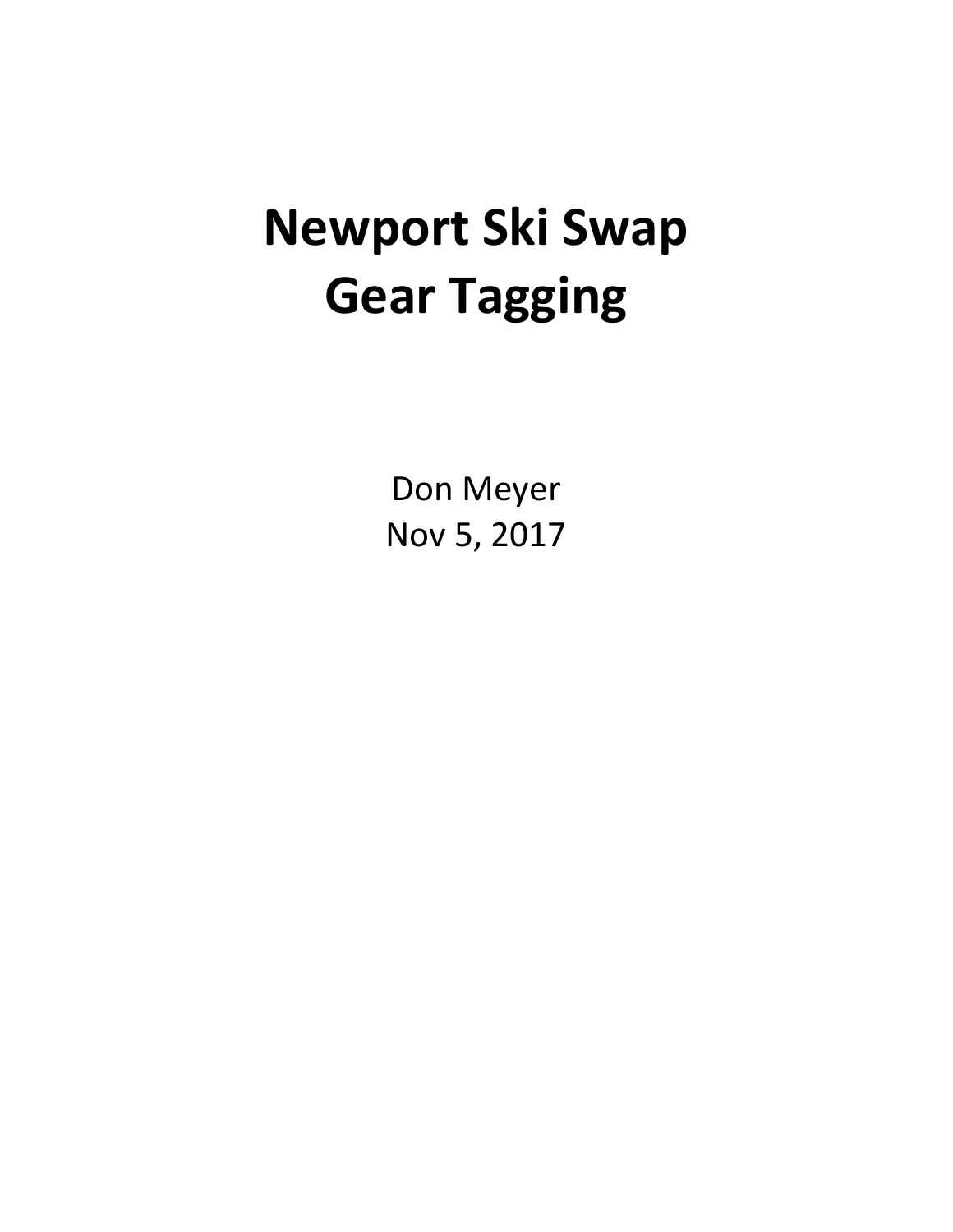# Newport Ski Swap
# Gear Tagging

Don Meyer

Nov 5, 2017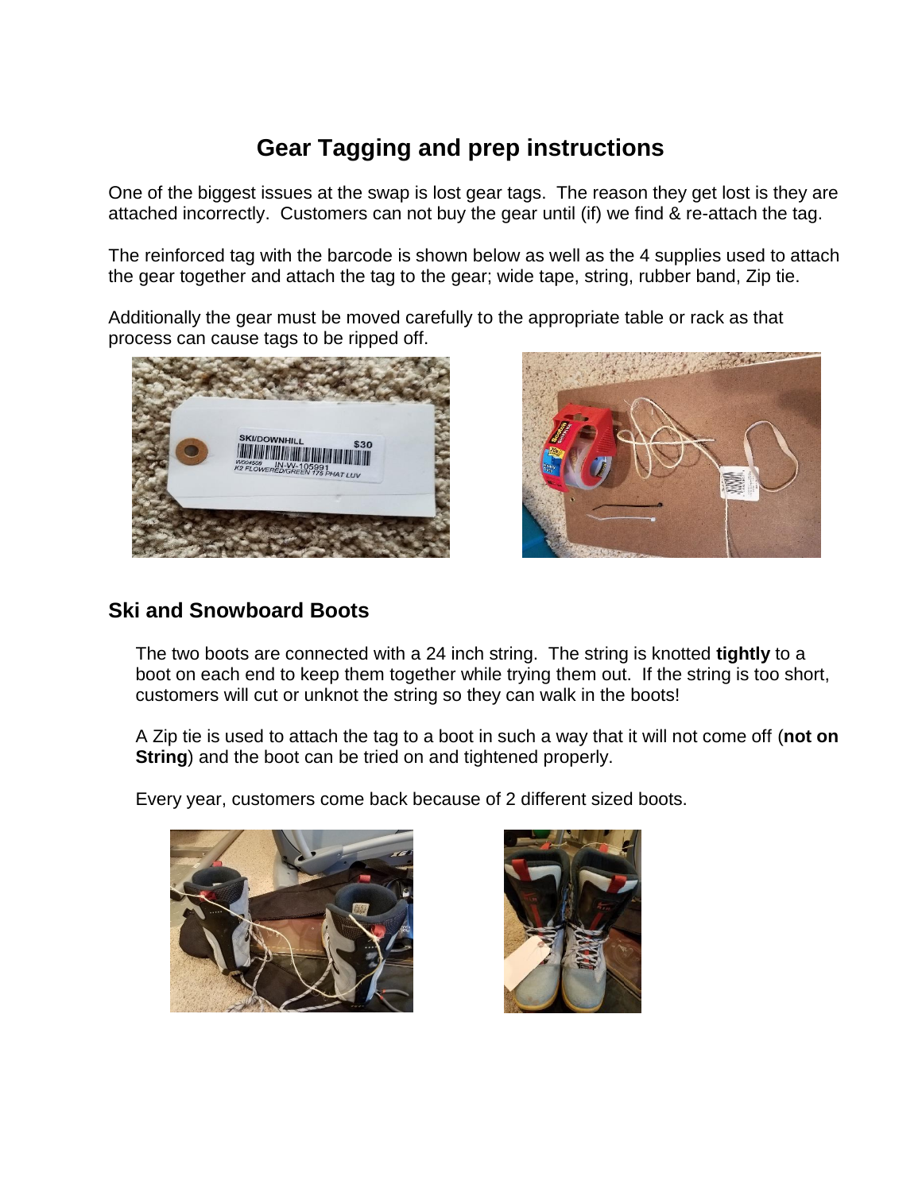# Gear Tagging and prep instructions

One of the biggest issues at the swap is lost gear tags. The reason they get lost is they are attached incorrectly. Customers can not buy the gear until (if) we find & re-attach the tag.

The reinforced tag with the barcode is shown below as well as the 4 supplies used to attach the gear together and attach the tag to the gear; wide tape, string, rubber band, Zip tie.

Additionally the gear must be moved carefully to the appropriate table or rack as that process can cause tags to be ripped off.

## Ski and Snowboard Boots

The two boots are connected with a 24 inch string. The string is knotted **tightly** to a boot on each end to keep them together while trying them out. If the string is too short, customers will cut or unknot the string so they can walk in the boots!

A Zip tie is used to attach the tag to a boot in such a way that it will not come off (**not on String**) and the boot can be tried on and tightened properly.

Every year, customers come back because of 2 different sized boots.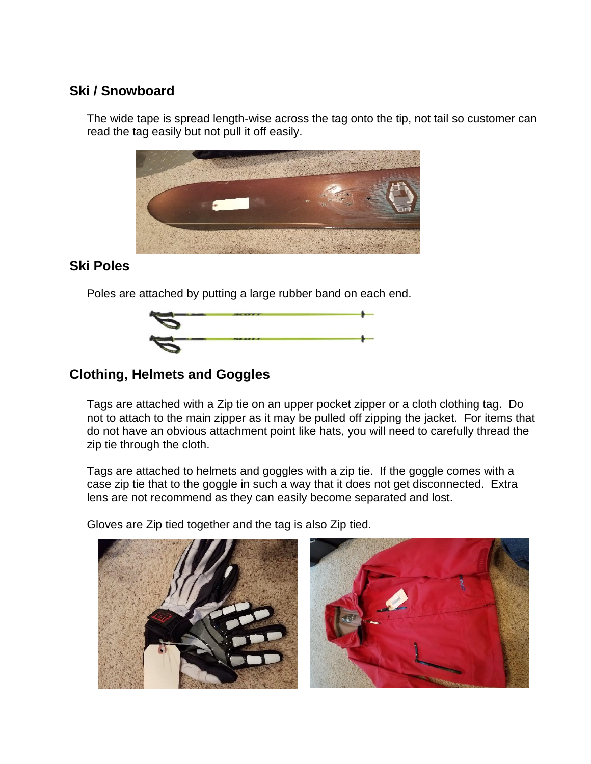## Ski / Snowboard

The wide tape is spread length-wise across the tag onto the tip, not tail so customer can read the tag easily but not pull it off easily.

## Ski Poles

Poles are attached by putting a large rubber band on each end.

## Clothing, Helmets and Goggles

Tags are attached with a Zip tie on an upper pocket zipper or a cloth clothing tag. Do not to attach to the main zipper as it may be pulled off zipping the jacket. For items that do not have an obvious attachment point like hats, you will need to carefully thread the zip tie through the cloth.

Tags are attached to helmets and goggles with a zip tie. If the goggle comes with a case zip tie that to the goggle in such a way that it does not get disconnected. Extra lens are not recommend as they can easily become separated and lost.

Gloves are Zip tied together and the tag is also Zip tied.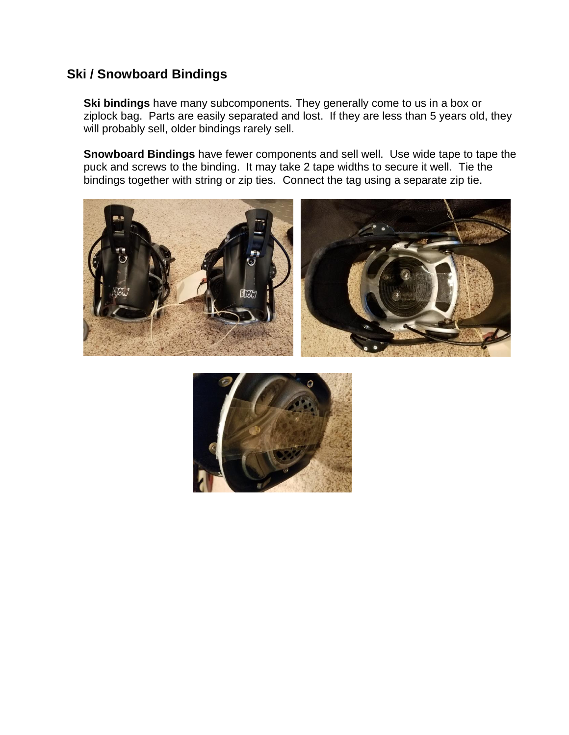## Ski / Snowboard Bindings

**Ski bindings** have many subcomponents. They generally come to us in a box or ziplock bag. Parts are easily separated and lost. If they are less than 5 years old, they will probably sell, older bindings rarely sell.

**Snowboard Bindings** have fewer components and sell well. Use wide tape to tape the puck and screws to the binding. It may take 2 tape widths to secure it well. Tie the bindings together with string or zip ties. Connect the tag using a separate zip tie.